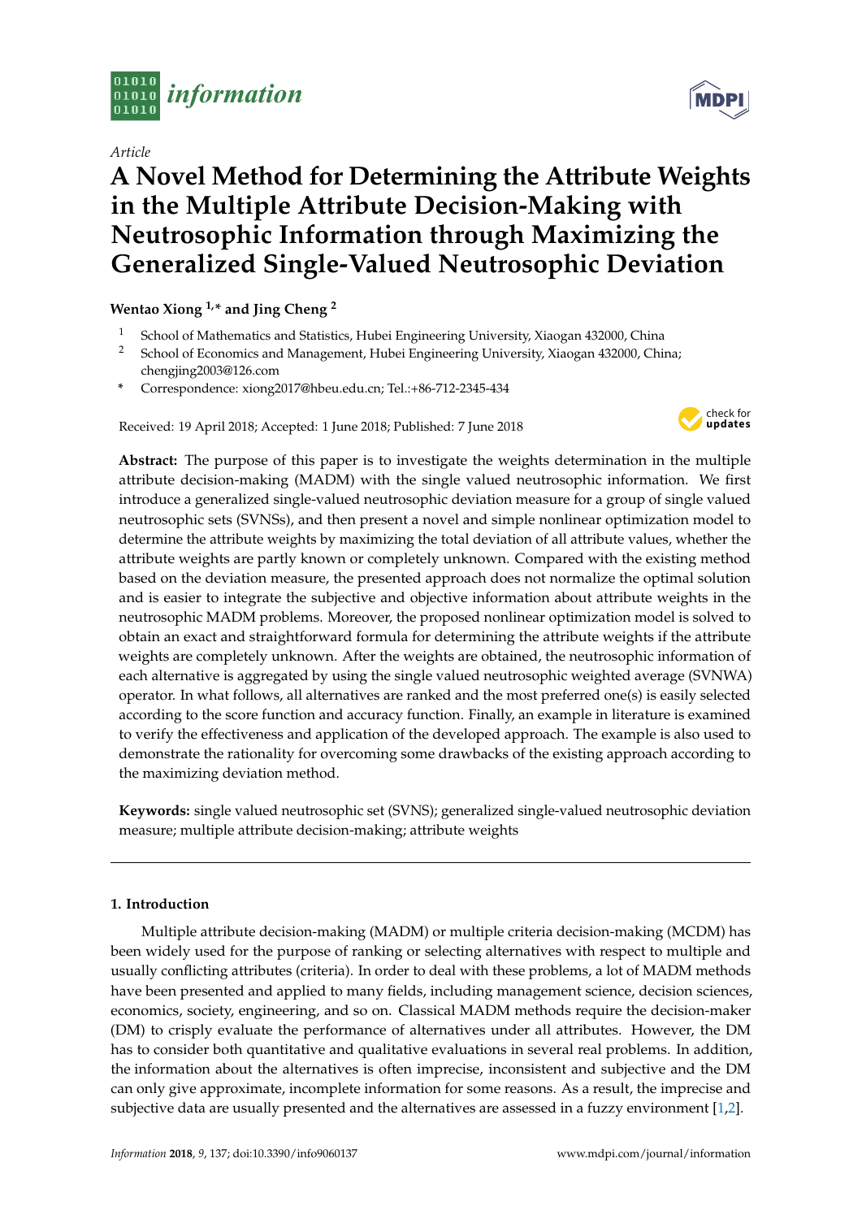*Article*

# A Novel Method for Determining the Attribute Weights in the Multiple Attribute Decision-Making with Neutrosophic Information through Maximizing the Generalized Single-Valued Neutrosophic Deviation

**Wentao Xiong [1,*] and Jing Cheng [2]**

1 School of Mathematics and Statistics, Hubei Engineering University, Xiaogan 432000, China
2 School of Economics and Management, Hubei Engineering University, Xiaogan 432000, China; chengjing2003@126.com
* Correspondence: xiong2017@hbeu.edu.cn; Tel.:+86-712-2345-434

Received: 19 April 2018; Accepted: 1 June 2018; Published: 7 June 2018

**Abstract:** The purpose of this paper is to investigate the weights determination in the multiple attribute decision-making (MADM) with the single valued neutrosophic information. We first introduce a generalized single-valued neutrosophic deviation measure for a group of single valued neutrosophic sets (SVNSs), and then present a novel and simple nonlinear optimization model to determine the attribute weights by maximizing the total deviation of all attribute values, whether the attribute weights are partly known or completely unknown. Compared with the existing method based on the deviation measure, the presented approach does not normalize the optimal solution and is easier to integrate the subjective and objective information about attribute weights in the neutrosophic MADM problems. Moreover, the proposed nonlinear optimization model is solved to obtain an exact and straightforward formula for determining the attribute weights if the attribute weights are completely unknown. After the weights are obtained, the neutrosophic information of each alternative is aggregated by using the single valued neutrosophic weighted average (SVNWA) operator. In what follows, all alternatives are ranked and the most preferred one(s) is easily selected according to the score function and accuracy function. Finally, an example in literature is examined to verify the effectiveness and application of the developed approach. The example is also used to demonstrate the rationality for overcoming some drawbacks of the existing approach according to the maximizing deviation method.

**Keywords:** single valued neutrosophic set (SVNS); generalized single-valued neutrosophic deviation measure; multiple attribute decision-making; attribute weights

## 1. Introduction

Multiple attribute decision-making (MADM) or multiple criteria decision-making (MCDM) has been widely used for the purpose of ranking or selecting alternatives with respect to multiple and usually conflicting attributes (criteria). In order to deal with these problems, a lot of MADM methods have been presented and applied to many fields, including management science, decision sciences, economics, society, engineering, and so on. Classical MADM methods require the decision-maker (DM) to crisply evaluate the performance of alternatives under all attributes. However, the DM has to consider both quantitative and qualitative evaluations in several real problems. In addition, the information about the alternatives is often imprecise, inconsistent and subjective and the DM can only give approximate, incomplete information for some reasons. As a result, the imprecise and subjective data are usually presented and the alternatives are assessed in a fuzzy environment [1,2].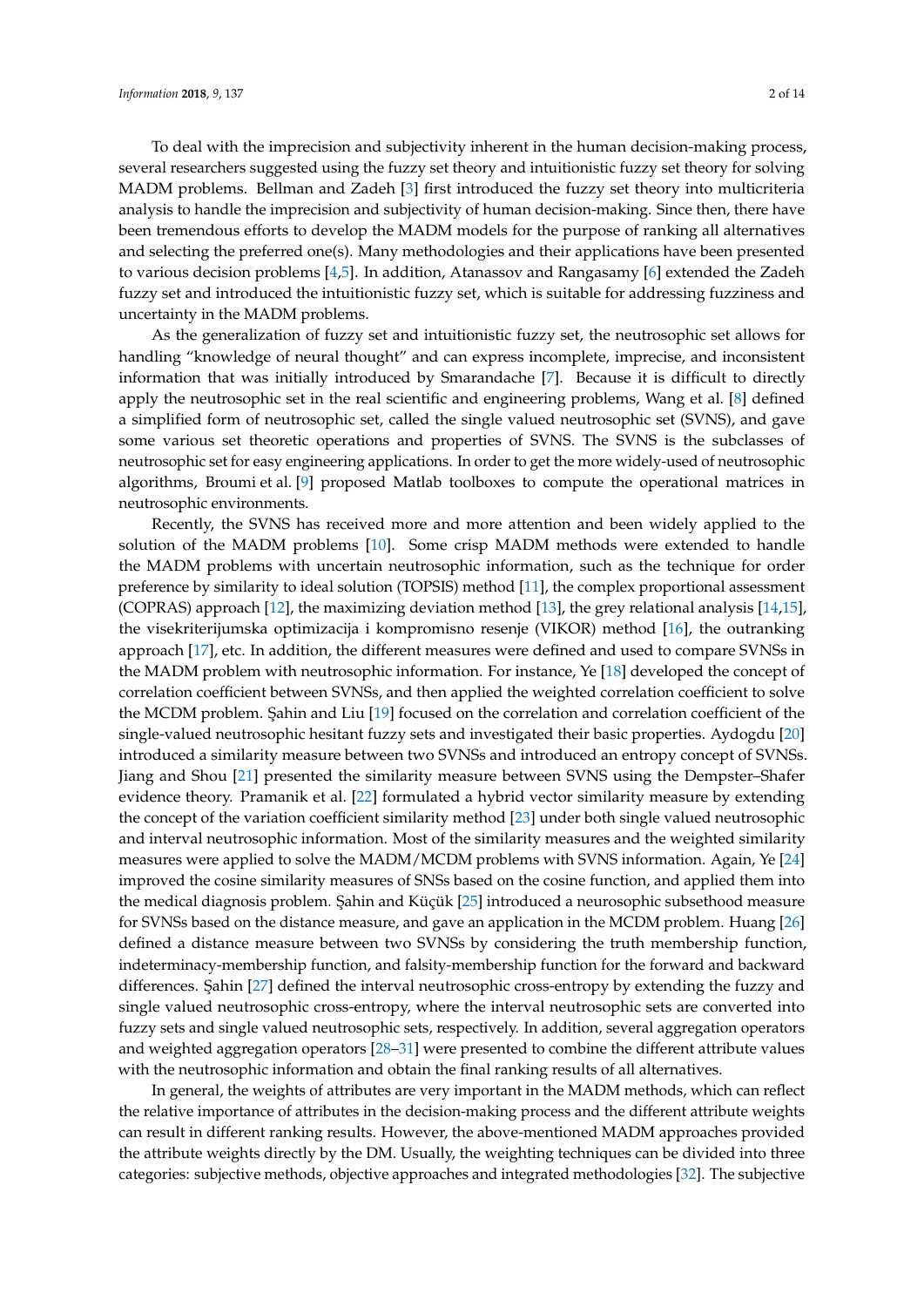To deal with the imprecision and subjectivity inherent in the human decision-making process, several researchers suggested using the fuzzy set theory and intuitionistic fuzzy set theory for solving MADM problems. Bellman and Zadeh [3] first introduced the fuzzy set theory into multicriteria analysis to handle the imprecision and subjectivity of human decision-making. Since then, there have been tremendous efforts to develop the MADM models for the purpose of ranking all alternatives and selecting the preferred one(s). Many methodologies and their applications have been presented to various decision problems [4,5]. In addition, Atanassov and Rangasamy [6] extended the Zadeh fuzzy set and introduced the intuitionistic fuzzy set, which is suitable for addressing fuzziness and uncertainty in the MADM problems.

As the generalization of fuzzy set and intuitionistic fuzzy set, the neutrosophic set allows for handling "knowledge of neural thought" and can express incomplete, imprecise, and inconsistent information that was initially introduced by Smarandache [7]. Because it is difficult to directly apply the neutrosophic set in the real scientific and engineering problems, Wang et al. [8] defined a simplified form of neutrosophic set, called the single valued neutrosophic set (SVNS), and gave some various set theoretic operations and properties of SVNS. The SVNS is the subclasses of neutrosophic set for easy engineering applications. In order to get the more widely-used of neutrosophic algorithms, Broumi et al. [9] proposed Matlab toolboxes to compute the operational matrices in neutrosophic environments.

Recently, the SVNS has received more and more attention and been widely applied to the solution of the MADM problems [10]. Some crisp MADM methods were extended to handle the MADM problems with uncertain neutrosophic information, such as the technique for order preference by similarity to ideal solution (TOPSIS) method [11], the complex proportional assessment (COPRAS) approach [12], the maximizing deviation method [13], the grey relational analysis [14,15], the visekriterijumska optimizacija i kompromisno resenje (VIKOR) method [16], the outranking approach [17], etc. In addition, the different measures were defined and used to compare SVNSs in the MADM problem with neutrosophic information. For instance, Ye [18] developed the concept of correlation coefficient between SVNSs, and then applied the weighted correlation coefficient to solve the MCDM problem. Şahin and Liu [19] focused on the correlation and correlation coefficient of the single-valued neutrosophic hesitant fuzzy sets and investigated their basic properties. Aydogdu [20] introduced a similarity measure between two SVNSs and introduced an entropy concept of SVNSs. Jiang and Shou [21] presented the similarity measure between SVNS using the Dempster–Shafer evidence theory. Pramanik et al. [22] formulated a hybrid vector similarity measure by extending the concept of the variation coefficient similarity method [23] under both single valued neutrosophic and interval neutrosophic information. Most of the similarity measures and the weighted similarity measures were applied to solve the MADM/MCDM problems with SVNS information. Again, Ye [24] improved the cosine similarity measures of SNSs based on the cosine function, and applied them into the medical diagnosis problem. Şahin and Küçük [25] introduced a neurosophic subsethood measure for SVNSs based on the distance measure, and gave an application in the MCDM problem. Huang [26] defined a distance measure between two SVNSs by considering the truth membership function, indeterminacy-membership function, and falsity-membership function for the forward and backward differences. Şahin [27] defined the interval neutrosophic cross-entropy by extending the fuzzy and single valued neutrosophic cross-entropy, where the interval neutrosophic sets are converted into fuzzy sets and single valued neutrosophic sets, respectively. In addition, several aggregation operators and weighted aggregation operators [28–31] were presented to combine the different attribute values with the neutrosophic information and obtain the final ranking results of all alternatives.

In general, the weights of attributes are very important in the MADM methods, which can reflect the relative importance of attributes in the decision-making process and the different attribute weights can result in different ranking results. However, the above-mentioned MADM approaches provided the attribute weights directly by the DM. Usually, the weighting techniques can be divided into three categories: subjective methods, objective approaches and integrated methodologies [32]. The subjective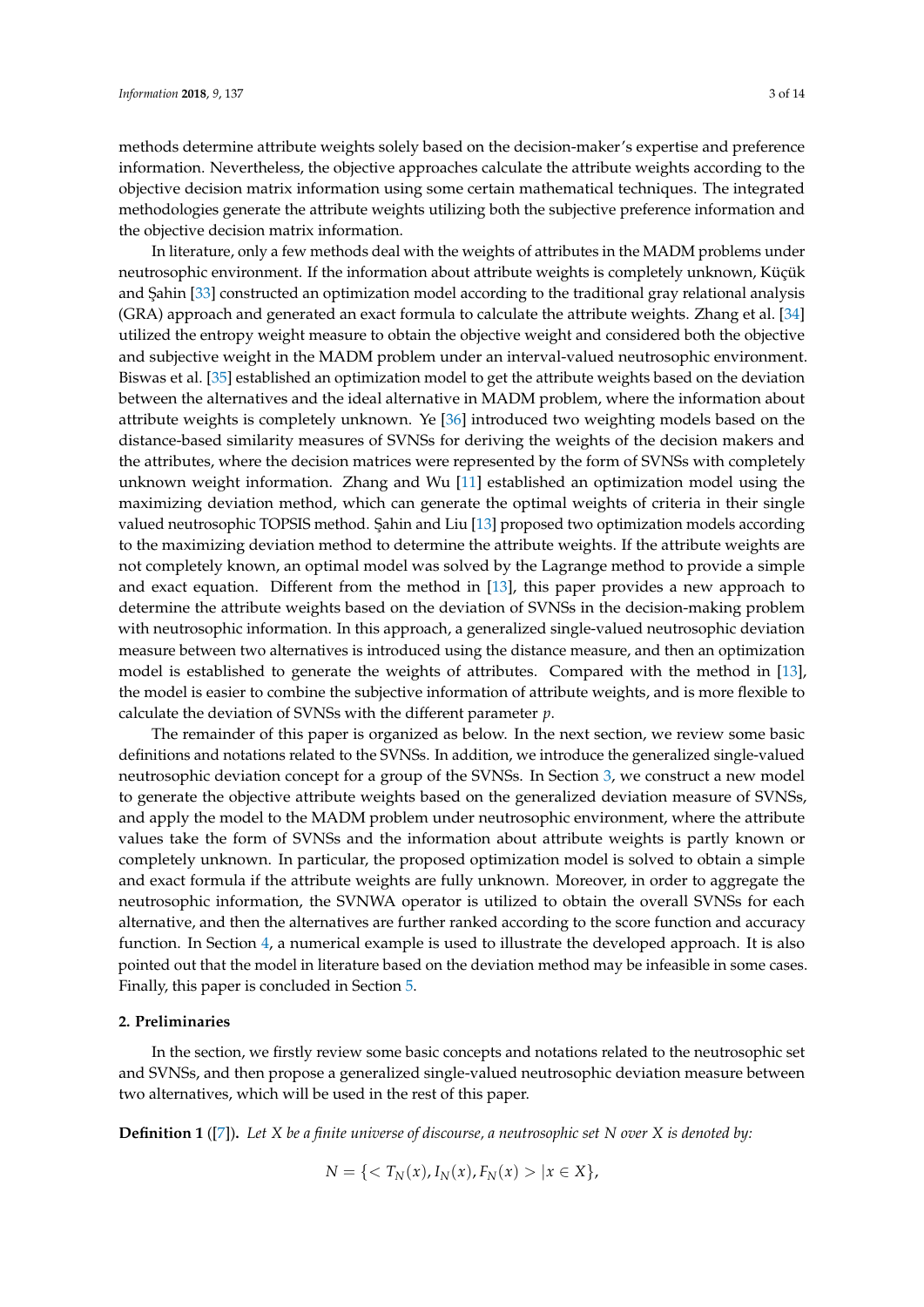methods determine attribute weights solely based on the decision-maker's expertise and preference information. Nevertheless, the objective approaches calculate the attribute weights according to the objective decision matrix information using some certain mathematical techniques. The integrated methodologies generate the attribute weights utilizing both the subjective preference information and the objective decision matrix information.

In literature, only a few methods deal with the weights of attributes in the MADM problems under neutrosophic environment. If the information about attribute weights is completely unknown, Küçük and Şahin [33] constructed an optimization model according to the traditional gray relational analysis (GRA) approach and generated an exact formula to calculate the attribute weights. Zhang et al. [34] utilized the entropy weight measure to obtain the objective weight and considered both the objective and subjective weight in the MADM problem under an interval-valued neutrosophic environment. Biswas et al. [35] established an optimization model to get the attribute weights based on the deviation between the alternatives and the ideal alternative in MADM problem, where the information about attribute weights is completely unknown. Ye [36] introduced two weighting models based on the distance-based similarity measures of SVNSs for deriving the weights of the decision makers and the attributes, where the decision matrices were represented by the form of SVNSs with completely unknown weight information. Zhang and Wu [11] established an optimization model using the maximizing deviation method, which can generate the optimal weights of criteria in their single valued neutrosophic TOPSIS method. Şahin and Liu [13] proposed two optimization models according to the maximizing deviation method to determine the attribute weights. If the attribute weights are not completely known, an optimal model was solved by the Lagrange method to provide a simple and exact equation. Different from the method in [13], this paper provides a new approach to determine the attribute weights based on the deviation of SVNSs in the decision-making problem with neutrosophic information. In this approach, a generalized single-valued neutrosophic deviation measure between two alternatives is introduced using the distance measure, and then an optimization model is established to generate the weights of attributes. Compared with the method in [13], the model is easier to combine the subjective information of attribute weights, and is more flexible to calculate the deviation of SVNSs with the different parameter $p$.

The remainder of this paper is organized as below. In the next section, we review some basic definitions and notations related to the SVNSs. In addition, we introduce the generalized single-valued neutrosophic deviation concept for a group of the SVNSs. In Section 3, we construct a new model to generate the objective attribute weights based on the generalized deviation measure of SVNSs, and apply the model to the MADM problem under neutrosophic environment, where the attribute values take the form of SVNSs and the information about attribute weights is partly known or completely unknown. In particular, the proposed optimization model is solved to obtain a simple and exact formula if the attribute weights are fully unknown. Moreover, in order to aggregate the neutrosophic information, the SVNWA operator is utilized to obtain the overall SVNSs for each alternative, and then the alternatives are further ranked according to the score function and accuracy function. In Section 4, a numerical example is used to illustrate the developed approach. It is also pointed out that the model in literature based on the deviation method may be infeasible in some cases. Finally, this paper is concluded in Section 5.

## 2. Preliminaries

In the section, we firstly review some basic concepts and notations related to the neutrosophic set and SVNSs, and then propose a generalized single-valued neutrosophic deviation measure between two alternatives, which will be used in the rest of this paper.

**Definition 1** ([7]). *Let $X$ be a finite universe of discourse, a neutrosophic set $N$ over $X$ is denoted by:*

$$N = \{< T_N(x), I_N(x), F_N(x) > | x \in X\},$$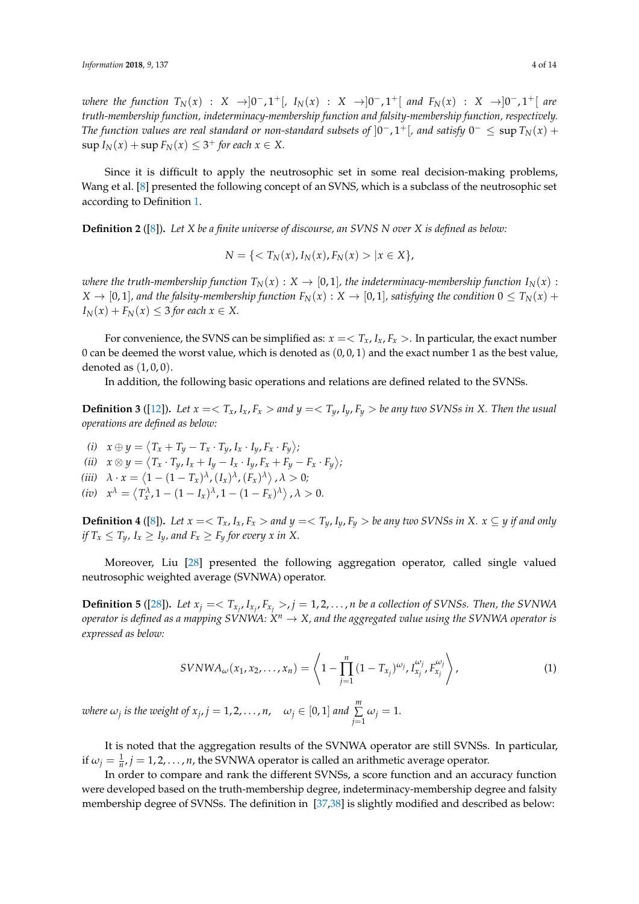*where the function $T_N(x) : X \to ]0^-, 1^+[$, $I_N(x) : X \to ]0^-, 1^+[$ and $F_N(x) : X \to ]0^-, 1^+[$ are truth-membership function, indeterminacy-membership function and falsity-membership function, respectively. The function values are real standard or non-standard subsets of $]0^-, 1^+[$, and satisfy $0^- \leq \sup T_N(x) + \sup I_N(x) + \sup F_N(x) \leq 3^+$ for each $x \in X$.*

Since it is difficult to apply the neutrosophic set in some real decision-making problems, Wang et al. [8] presented the following concept of an SVNS, which is a subclass of the neutrosophic set according to Definition 1.

**Definition 2** ([8])**.** *Let X be a finite universe of discourse, an SVNS N over X is defined as below:*

$$N = \{< T_N(x), I_N(x), F_N(x) > | x \in X\},$$

*where the truth-membership function $T_N(x) : X \to [0,1]$, the indeterminacy-membership function $I_N(x) : X \to [0,1]$, and the falsity-membership function $F_N(x) : X \to [0,1]$, satisfying the condition $0 \leq T_N(x) + I_N(x) + F_N(x) \leq 3$ for each $x \in X$.*

For convenience, the SVNS can be simplified as: $x =< T_x, I_x, F_x >$. In particular, the exact number 0 can be deemed the worst value, which is denoted as $(0,0,1)$ and the exact number 1 as the best value, denoted as $(1,0,0)$.

In addition, the following basic operations and relations are defined related to the SVNSs.

**Definition 3** ([12])**.** *Let $x =< T_x, I_x, F_x >$ and $y =< T_y, I_y, F_y >$ be any two SVNSs in X. Then the usual operations are defined as below:*

*(i)* $x \oplus y = \langle T_x + T_y - T_x \cdot T_y, I_x \cdot I_y, F_x \cdot F_y \rangle$;
*(ii)* $x \otimes y = \langle T_x \cdot T_y, I_x + I_y - I_x \cdot I_y, F_x + F_y - F_x \cdot F_y \rangle$;
*(iii)* $\lambda \cdot x = \langle 1 - (1 - T_x)^\lambda, (I_x)^\lambda, (F_x)^\lambda \rangle, \lambda > 0$;
*(iv)* $x^\lambda = \langle T_x^\lambda, 1 - (1 - I_x)^\lambda, 1 - (1 - F_x)^\lambda \rangle, \lambda > 0$.

**Definition 4** ([8])**.** *Let $x =< T_x, I_x, F_x >$ and $y =< T_y, I_y, F_y >$ be any two SVNSs in X. $x \subseteq y$ if and only if $T_x \leq T_y$, $I_x \geq I_y$, and $F_x \geq F_y$ for every x in X.*

Moreover, Liu [28] presented the following aggregation operator, called single valued neutrosophic weighted average (SVNWA) operator.

**Definition 5** ([28])**.** *Let $x_j =< T_{x_j}, I_{x_j}, F_{x_j} >, j = 1, 2, \ldots, n$ be a collection of SVNSs. Then, the SVNWA operator is defined as a mapping SVNWA: $X^n \to X$, and the aggregated value using the SVNWA operator is expressed as below:*

$$SVNWA_\omega(x_1, x_2, \ldots, x_n) = \left\langle 1 - \prod_{j=1}^{n} (1 - T_{x_j})^{\omega_j}, I_{x_j}^{\omega_j}, F_{x_j}^{\omega_j} \right\rangle, \tag{1}$$

*where $\omega_j$ is the weight of $x_j, j = 1, 2, \ldots, n$, $\quad \omega_j \in [0,1]$ and $\sum_{j=1}^{m} \omega_j = 1$.*

It is noted that the aggregation results of the SVNWA operator are still SVNSs. In particular, if $\omega_j = \frac{1}{n}, j = 1, 2, \ldots, n$, the SVNWA operator is called an arithmetic average operator.

In order to compare and rank the different SVNSs, a score function and an accuracy function were developed based on the truth-membership degree, indeterminacy-membership degree and falsity membership degree of SVNSs. The definition in [37,38] is slightly modified and described as below: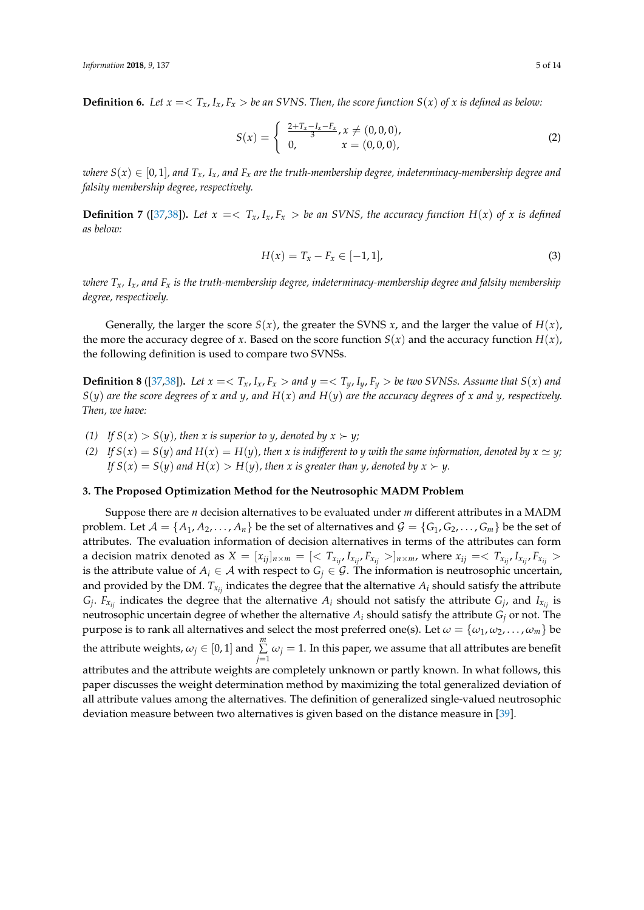**Definition 6.** *Let $x = < T_x, I_x, F_x >$ be an SVNS. Then, the score function $S(x)$ of $x$ is defined as below:*

$$S(x) = \begin{cases} \frac{2+T_x-I_x-F_x}{3}, x \neq (0,0,0), \\ 0, \qquad\qquad\quad x = (0,0,0), \end{cases} \tag{2}$$

*where $S(x) \in [0,1]$, and $T_x$, $I_x$, and $F_x$ are the truth-membership degree, indeterminacy-membership degree and falsity membership degree, respectively.*

**Definition 7** ([37,38])**.** *Let $x = < T_x, I_x, F_x >$ be an SVNS, the accuracy function $H(x)$ of $x$ is defined as below:*

$$H(x) = T_x - F_x \in [-1,1], \tag{3}$$

*where $T_x$, $I_x$, and $F_x$ is the truth-membership degree, indeterminacy-membership degree and falsity membership degree, respectively.*

Generally, the larger the score $S(x)$, the greater the SVNS $x$, and the larger the value of $H(x)$, the more the accuracy degree of $x$. Based on the score function $S(x)$ and the accuracy function $H(x)$, the following definition is used to compare two SVNSs.

**Definition 8** ([37,38])**.** *Let $x = < T_x, I_x, F_x >$ and $y = < T_y, I_y, F_y >$ be two SVNSs. Assume that $S(x)$ and $S(y)$ are the score degrees of $x$ and $y$, and $H(x)$ and $H(y)$ are the accuracy degrees of $x$ and $y$, respectively. Then, we have:*

*(1) If $S(x) > S(y)$, then $x$ is superior to $y$, denoted by $x \succ y$;*

*(2) If $S(x) = S(y)$ and $H(x) = H(y)$, then $x$ is indifferent to $y$ with the same information, denoted by $x \simeq y$; If $S(x) = S(y)$ and $H(x) > H(y)$, then $x$ is greater than $y$, denoted by $x \succ y$.*

### 3. The Proposed Optimization Method for the Neutrosophic MADM Problem

Suppose there are $n$ decision alternatives to be evaluated under $m$ different attributes in a MADM problem. Let $\mathcal{A} = \{A_1, A_2, \ldots, A_n\}$ be the set of alternatives and $\mathcal{G} = \{G_1, G_2, \ldots, G_m\}$ be the set of attributes. The evaluation information of decision alternatives in terms of the attributes can form a decision matrix denoted as $X = [x_{ij}]_{n \times m} = [< T_{x_{ij}}, I_{x_{ij}}, F_{x_{ij}} >]_{n \times m}$, where $x_{ij} = < T_{x_{ij}}, I_{x_{ij}}, F_{x_{ij}} >$ is the attribute value of $A_i \in \mathcal{A}$ with respect to $G_j \in \mathcal{G}$. The information is neutrosophic uncertain, and provided by the DM. $T_{x_{ij}}$ indicates the degree that the alternative $A_i$ should satisfy the attribute $G_j$. $F_{x_{ij}}$ indicates the degree that the alternative $A_i$ should not satisfy the attribute $G_j$, and $I_{x_{ij}}$ is neutrosophic uncertain degree of whether the alternative $A_i$ should satisfy the attribute $G_j$ or not. The purpose is to rank all alternatives and select the most preferred one(s). Let $\omega = \{\omega_1, \omega_2, \ldots, \omega_m\}$ be the attribute weights, $\omega_j \in [0,1]$ and $\sum_{j=1}^{m} \omega_j = 1$. In this paper, we assume that all attributes are benefit attributes and the attribute weights are completely unknown or partly known. In what follows, this paper discusses the weight determination method by maximizing the total generalized deviation of all attribute values among the alternatives. The definition of generalized single-valued neutrosophic deviation measure between two alternatives is given based on the distance measure in [39].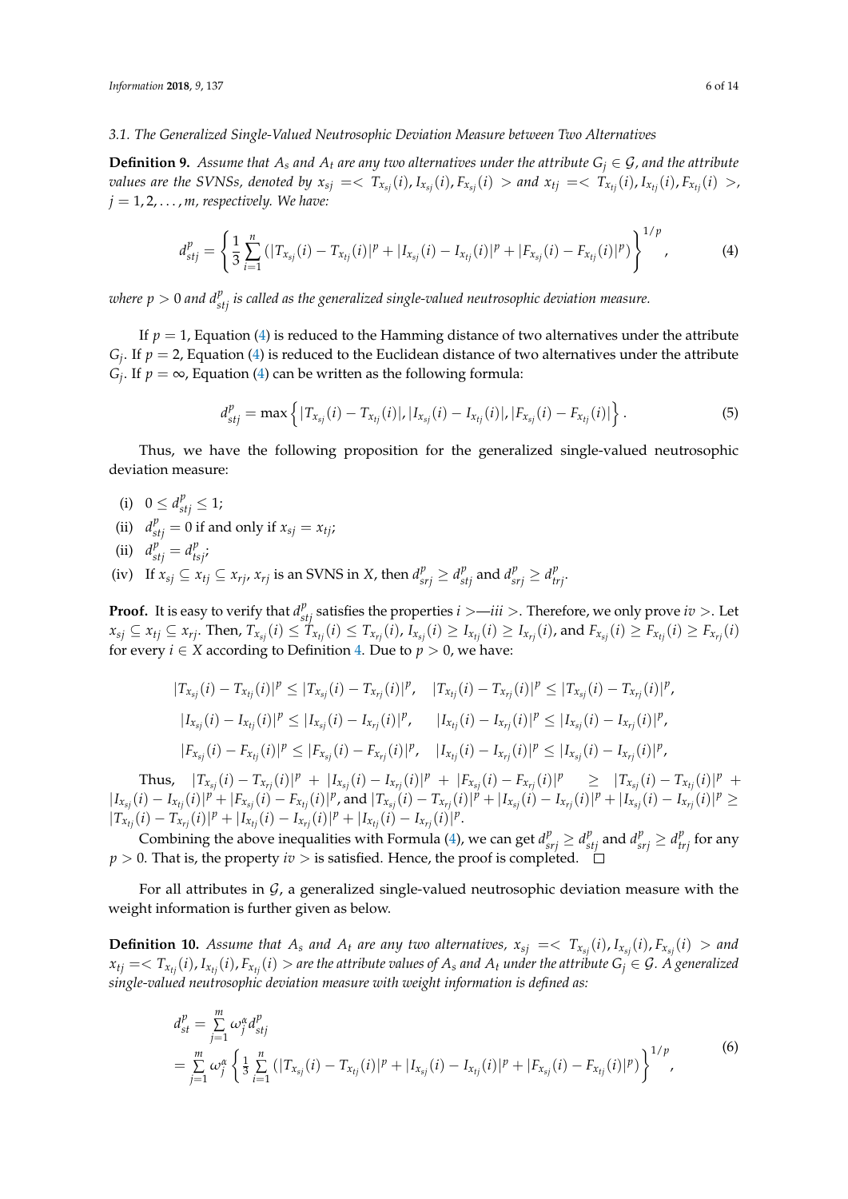### 3.1. The Generalized Single-Valued Neutrosophic Deviation Measure between Two Alternatives

**Definition 9.** *Assume that $A_s$ and $A_t$ are any two alternatives under the attribute $G_j \in \mathcal{G}$, and the attribute values are the SVNSs, denoted by $x_{sj} = < T_{x_{sj}}(i), I_{x_{sj}}(i), F_{x_{sj}}(i) >$ and $x_{tj} = < T_{x_{tj}}(i), I_{x_{tj}}(i), F_{x_{tj}}(i) >$, $j = 1, 2, \ldots, m$, respectively. We have:*

$$d_{stj}^{p} = \left\{ \frac{1}{3} \sum_{i=1}^{n} \left( |T_{x_{sj}}(i) - T_{x_{tj}}(i)|^{p} + |I_{x_{sj}}(i) - I_{x_{tj}}(i)|^{p} + |F_{x_{sj}}(i) - F_{x_{tj}}(i)|^{p} \right) \right\}^{1/p}, \tag{4}$$

*where $p > 0$ and $d_{stj}^{p}$ is called as the generalized single-valued neutrosophic deviation measure.*

If $p = 1$, Equation (4) is reduced to the Hamming distance of two alternatives under the attribute $G_j$. If $p = 2$, Equation (4) is reduced to the Euclidean distance of two alternatives under the attribute $G_j$. If $p = \infty$, Equation (4) can be written as the following formula:

$$d_{stj}^{p} = \max \left\{ |T_{x_{sj}}(i) - T_{x_{tj}}(i)|, |I_{x_{sj}}(i) - I_{x_{tj}}(i)|, |F_{x_{sj}}(i) - F_{x_{tj}}(i)| \right\}. \tag{5}$$

Thus, we have the following proposition for the generalized single-valued neutrosophic deviation measure:

(i) $0 \leq d_{stj}^{p} \leq 1$;

(ii) $d_{stj}^{p} = 0$ if and only if $x_{sj} = x_{tj}$;

(ii) $d_{stj}^{p} = d_{tsj}^{p}$;

(iv) If $x_{sj} \subseteq x_{tj} \subseteq x_{rj}$, $x_{rj}$ is an SVNS in $X$, then $d_{srj}^{p} \geq d_{stj}^{p}$ and $d_{srj}^{p} \geq d_{trj}^{p}$.

**Proof.** It is easy to verify that $d_{stj}^{p}$ satisfies the properties $i >$—$iii >$. Therefore, we only prove $iv >$. Let $x_{sj} \subseteq x_{tj} \subseteq x_{rj}$. Then, $T_{x_{sj}}(i) \leq T_{x_{tj}}(i) \leq T_{x_{rj}}(i)$, $I_{x_{sj}}(i) \geq I_{x_{tj}}(i) \geq I_{x_{rj}}(i)$, and $F_{x_{sj}}(i) \geq F_{x_{tj}}(i) \geq F_{x_{rj}}(i)$ for every $i \in X$ according to Definition 4. Due to $p > 0$, we have:

$$|T_{x_{sj}}(i) - T_{x_{tj}}(i)|^{p} \leq |T_{x_{sj}}(i) - T_{x_{rj}}(i)|^{p}, \quad |T_{x_{tj}}(i) - T_{x_{rj}}(i)|^{p} \leq |T_{x_{sj}}(i) - T_{x_{rj}}(i)|^{p},$$

$$|I_{x_{sj}}(i) - I_{x_{tj}}(i)|^{p} \leq |I_{x_{sj}}(i) - I_{x_{rj}}(i)|^{p}, \quad |I_{x_{tj}}(i) - I_{x_{rj}}(i)|^{p} \leq |I_{x_{sj}}(i) - I_{x_{rj}}(i)|^{p},$$

$$|F_{x_{sj}}(i) - F_{x_{tj}}(i)|^{p} \leq |F_{x_{sj}}(i) - F_{x_{rj}}(i)|^{p}, \quad |I_{x_{tj}}(i) - I_{x_{rj}}(i)|^{p} \leq |I_{x_{sj}}(i) - I_{x_{rj}}(i)|^{p},$$

Thus, $|T_{x_{sj}}(i) - T_{x_{rj}}(i)|^{p} + |I_{x_{sj}}(i) - I_{x_{rj}}(i)|^{p} + |F_{x_{sj}}(i) - F_{x_{rj}}(i)|^{p} \geq |T_{x_{sj}}(i) - T_{x_{tj}}(i)|^{p} + |I_{x_{sj}}(i) - I_{x_{tj}}(i)|^{p} + |F_{x_{sj}}(i) - F_{x_{tj}}(i)|^{p}$, and $|T_{x_{sj}}(i) - T_{x_{rj}}(i)|^{p} + |I_{x_{sj}}(i) - I_{x_{rj}}(i)|^{p} + |I_{x_{sj}}(i) - I_{x_{rj}}(i)|^{p} \geq |T_{x_{tj}}(i) - T_{x_{rj}}(i)|^{p} + |I_{x_{tj}}(i) - I_{x_{rj}}(i)|^{p} + |I_{x_{tj}}(i) - I_{x_{rj}}(i)|^{p}$.

Combining the above inequalities with Formula (4), we can get $d_{srj}^{p} \geq d_{stj}^{p}$ and $d_{srj}^{p} \geq d_{trj}^{p}$ for any $p > 0$. That is, the property $iv >$ is satisfied. Hence, the proof is completed. □

For all attributes in $\mathcal{G}$, a generalized single-valued neutrosophic deviation measure with the weight information is further given as below.

**Definition 10.** *Assume that $A_s$ and $A_t$ are any two alternatives, $x_{sj} = < T_{x_{sj}}(i), I_{x_{sj}}(i), F_{x_{sj}}(i) >$ and $x_{tj} = < T_{x_{tj}}(i), I_{x_{tj}}(i), F_{x_{tj}}(i) >$ are the attribute values of $A_s$ and $A_t$ under the attribute $G_j \in \mathcal{G}$. A generalized single-valued neutrosophic deviation measure with weight information is defined as:*

$$\begin{aligned} d_{st}^{p} &= \sum_{j=1}^{m} \omega_j^{\alpha} d_{stj}^{p} \\ &= \sum_{j=1}^{m} \omega_j^{\alpha} \left\{ \frac{1}{3} \sum_{i=1}^{n} \left( |T_{x_{sj}}(i) - T_{x_{tj}}(i)|^{p} + |I_{x_{sj}}(i) - I_{x_{tj}}(i)|^{p} + |F_{x_{sj}}(i) - F_{x_{tj}}(i)|^{p} \right) \right\}^{1/p}, \end{aligned} \tag{6}$$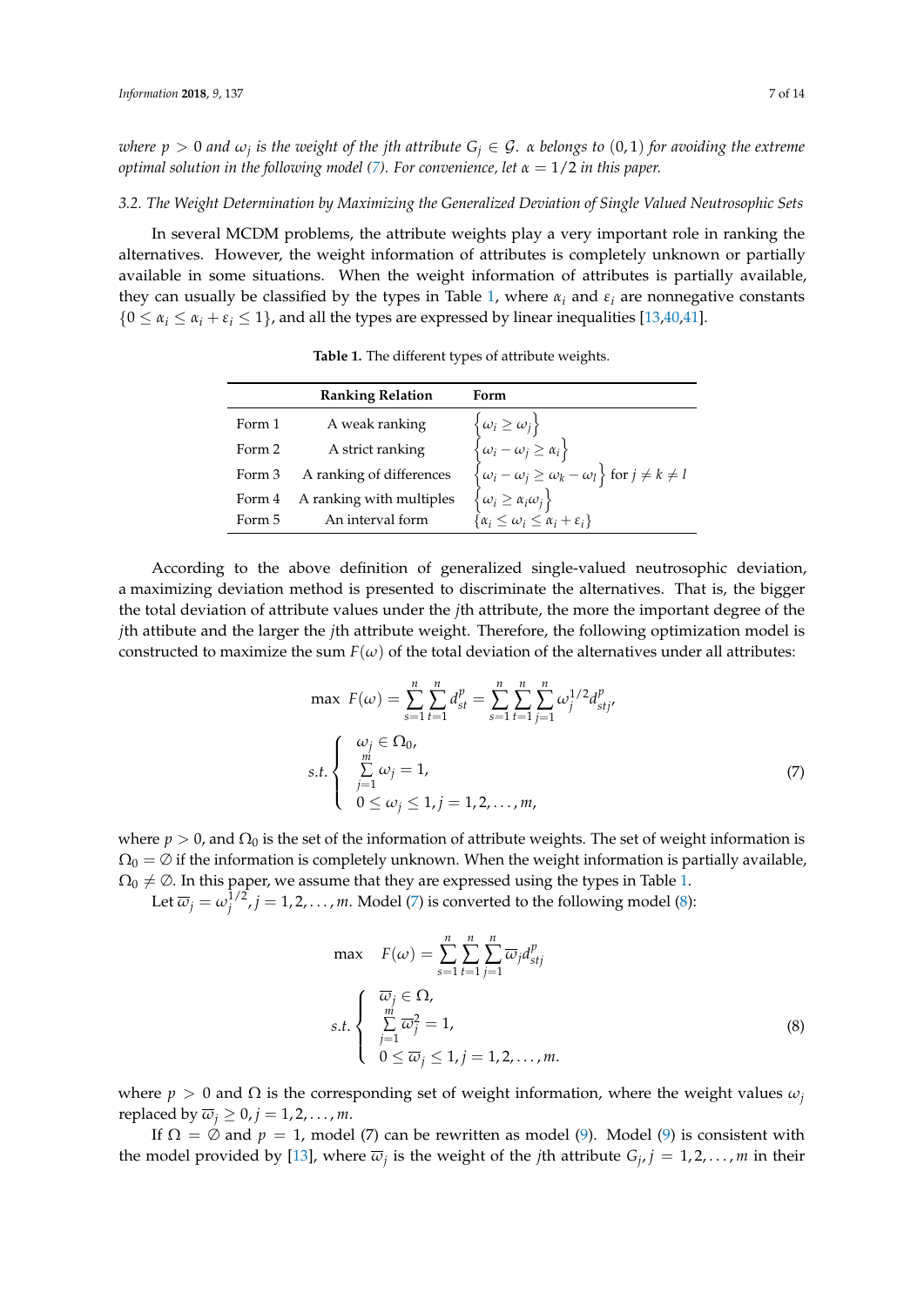*where $p > 0$ and $\omega_j$ is the weight of the jth attribute $G_j \in \mathcal{G}$. $\alpha$ belongs to $(0,1)$ for avoiding the extreme optimal solution in the following model (7). For convenience, let $\alpha = 1/2$ in this paper.*

### 3.2. The Weight Determination by Maximizing the Generalized Deviation of Single Valued Neutrosophic Sets

In several MCDM problems, the attribute weights play a very important role in ranking the alternatives. However, the weight information of attributes is completely unknown or partially available in some situations. When the weight information of attributes is partially available, they can usually be classified by the types in Table 1, where $\alpha_i$ and $\varepsilon_i$ are nonnegative constants $\{0 \le \alpha_i \le \alpha_i + \varepsilon_i \le 1\}$, and all the types are expressed by linear inequalities [13,40,41].

**Table 1.** The different types of attribute weights.

| | Ranking Relation | Form |
|---|---|---|
| Form 1 | A weak ranking | $\{\omega_i \ge \omega_j\}$ |
| Form 2 | A strict ranking | $\{\omega_i - \omega_j \ge \alpha_i\}$ |
| Form 3 | A ranking of differences | $\{\omega_i - \omega_j \ge \omega_k - \omega_l\}$ for $j \ne k \ne l$ |
| Form 4 | A ranking with multiples | $\{\omega_i \ge \alpha_i \omega_j\}$ |
| Form 5 | An interval form | $\{\alpha_i \le \omega_i \le \alpha_i + \varepsilon_i\}$ |

According to the above definition of generalized single-valued neutrosophic deviation, a maximizing deviation method is presented to discriminate the alternatives. That is, the bigger the total deviation of attribute values under the $j$th attribute, the more the important degree of the $j$th attibute and the larger the $j$th attribute weight. Therefore, the following optimization model is constructed to maximize the sum $F(\omega)$ of the total deviation of the alternatives under all attributes:

$$\max\ F(\omega) = \sum_{s=1}^{n}\sum_{t=1}^{n} d_{st}^{p} = \sum_{s=1}^{n}\sum_{t=1}^{n}\sum_{j=1}^{n} \omega_j^{1/2} d_{stj}^{p},$$
$$s.t. \begin{cases} \omega_j \in \Omega_0, \\ \sum\limits_{j=1}^{m} \omega_j = 1, \\ 0 \le \omega_j \le 1, j = 1, 2, \ldots, m, \end{cases} \tag{7}$$

where $p > 0$, and $\Omega_0$ is the set of the information of attribute weights. The set of weight information is $\Omega_0 = \emptyset$ if the information is completely unknown. When the weight information is partially available, $\Omega_0 \ne \emptyset$. In this paper, we assume that they are expressed using the types in Table 1.

Let $\overline{\omega}_j = \omega_j^{1/2}, j = 1, 2, \ldots, m$. Model (7) is converted to the following model (8):

$$\max \quad F(\omega) = \sum_{s=1}^{n}\sum_{t=1}^{n}\sum_{j=1}^{n} \overline{\omega}_j d_{stj}^{p}$$
$$s.t. \begin{cases} \overline{\omega}_j \in \Omega, \\ \sum\limits_{j=1}^{m} \overline{\omega}_j^2 = 1, \\ 0 \le \overline{\omega}_j \le 1, j = 1, 2, \ldots, m. \end{cases} \tag{8}$$

where $p > 0$ and $\Omega$ is the corresponding set of weight information, where the weight values $\omega_j$ replaced by $\overline{\omega}_j \ge 0, j = 1, 2, \ldots, m$.

If $\Omega = \emptyset$ and $p = 1$, model (7) can be rewritten as model (9). Model (9) is consistent with the model provided by [13], where $\overline{\omega}_j$ is the weight of the $j$th attribute $G_j, j = 1, 2, \ldots, m$ in their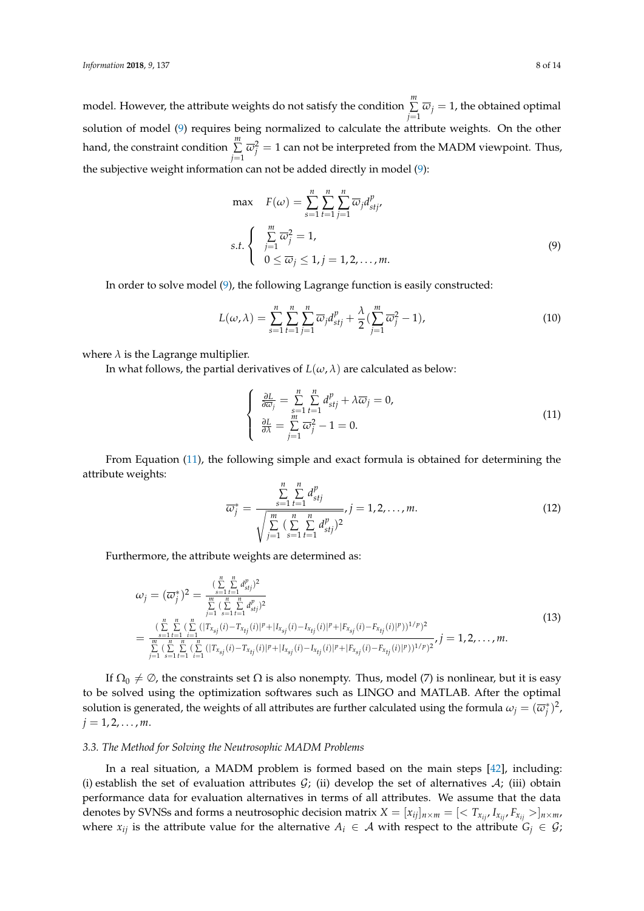model. However, the attribute weights do not satisfy the condition $\sum_{j=1}^{m} \overline{\omega}_j = 1$, the obtained optimal solution of model (9) requires being normalized to calculate the attribute weights. On the other hand, the constraint condition $\sum_{j=1}^{m} \overline{\omega}_j^2 = 1$ can not be interpreted from the MADM viewpoint. Thus, the subjective weight information can not be added directly in model (9):

$$
\begin{aligned}
\max \quad & F(\omega) = \sum_{s=1}^{n}\sum_{t=1}^{n}\sum_{j=1}^{n} \overline{\omega}_j d_{stj}^p, \\
s.t. \quad & \begin{cases} \sum_{j=1}^{m} \overline{\omega}_j^2 = 1, \\ 0 \leq \overline{\omega}_j \leq 1, j = 1, 2, \ldots, m. \end{cases}
\end{aligned}
\tag{9}
$$

In order to solve model (9), the following Lagrange function is easily constructed:

$$
L(\omega, \lambda) = \sum_{s=1}^{n}\sum_{t=1}^{n}\sum_{j=1}^{n} \overline{\omega}_j d_{stj}^p + \frac{\lambda}{2}\left(\sum_{j=1}^{m} \overline{\omega}_j^2 - 1\right), \tag{10}
$$

where $\lambda$ is the Lagrange multiplier.

In what follows, the partial derivatives of $L(\omega, \lambda)$ are calculated as below:

$$
\begin{cases}
\frac{\partial L}{\partial \overline{\omega}_j} = \sum_{s=1}^{n}\sum_{t=1}^{n} d_{stj}^p + \lambda \overline{\omega}_j = 0, \\
\frac{\partial L}{\partial \lambda} = \sum_{j=1}^{m} \overline{\omega}_j^2 - 1 = 0.
\end{cases}
\tag{11}
$$

From Equation (11), the following simple and exact formula is obtained for determining the attribute weights:

$$
\overline{\omega}_j^* = \frac{\sum_{s=1}^{n}\sum_{t=1}^{n} d_{stj}^p}{\sqrt{\sum_{j=1}^{m}\left(\sum_{s=1}^{n}\sum_{t=1}^{n} d_{stj}^p\right)^2}}, j = 1, 2, \ldots, m. \tag{12}
$$

Furthermore, the attribute weights are determined as:

$$
\begin{aligned}
\omega_j = (\overline{\omega}_j^*)^2 &= \frac{\left(\sum_{s=1}^{n}\sum_{t=1}^{n} d_{stj}^p\right)^2}{\sum_{j=1}^{m}\left(\sum_{s=1}^{n}\sum_{t=1}^{n} d_{stj}^p\right)^2} \\
&= \frac{\left(\sum_{s=1}^{n}\sum_{t=1}^{n}\left(\sum_{i=1}^{n}\left(|T_{x_{sj}}(i) - T_{x_{tj}}(i)|^p + |I_{x_{sj}}(i) - I_{x_{tj}}(i)|^p + |F_{x_{sj}}(i) - F_{x_{tj}}(i)|^p\right)\right)^{1/p}\right)^2}{\sum_{j=1}^{m}\left(\sum_{s=1}^{n}\sum_{t=1}^{n}\left(\sum_{i=1}^{n}\left(|T_{x_{sj}}(i) - T_{x_{tj}}(i)|^p + |I_{x_{sj}}(i) - I_{x_{tj}}(i)|^p + |F_{x_{sj}}(i) - F_{x_{tj}}(i)|^p\right)\right)^{1/p}\right)^2}, j = 1, 2, \ldots, m.
\end{aligned}
\tag{13}
$$

If $\Omega_0 \neq \emptyset$, the constraints set $\Omega$ is also nonempty. Thus, model (7) is nonlinear, but it is easy to be solved using the optimization softwares such as LINGO and MATLAB. After the optimal solution is generated, the weights of all attributes are further calculated using the formula $\omega_j = (\overline{\omega}_j^*)^2$, $j = 1, 2, \ldots, m$.

### 3.3. The Method for Solving the Neutrosophic MADM Problems

In a real situation, a MADM problem is formed based on the main steps [42], including: (i) establish the set of evaluation attributes $\mathcal{G}$; (ii) develop the set of alternatives $\mathcal{A}$; (iii) obtain performance data for evaluation alternatives in terms of all attributes. We assume that the data denotes by SVNSs and forms a neutrosophic decision matrix $X = [x_{ij}]_{n \times m} = [< T_{x_{ij}}, I_{x_{ij}}, F_{x_{ij}} >]_{n \times m}$, where $x_{ij}$ is the attribute value for the alternative $A_i \in \mathcal{A}$ with respect to the attribute $G_j \in \mathcal{G}$;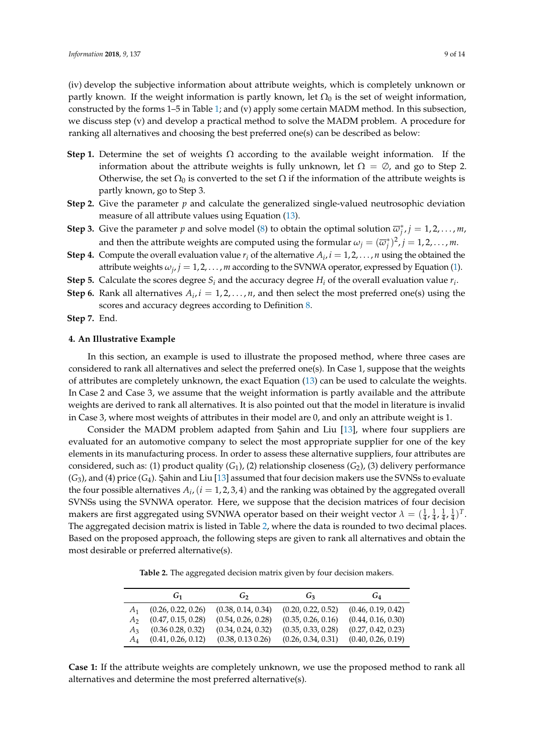(iv) develop the subjective information about attribute weights, which is completely unknown or partly known. If the weight information is partly known, let $\Omega_0$ is the set of weight information, constructed by the forms 1–5 in Table 1; and (v) apply some certain MADM method. In this subsection, we discuss step (v) and develop a practical method to solve the MADM problem. A procedure for ranking all alternatives and choosing the best preferred one(s) can be described as below:

**Step 1.** Determine the set of weights $\Omega$ according to the available weight information. If the information about the attribute weights is fully unknown, let $\Omega = \varnothing$, and go to Step 2. Otherwise, the set $\Omega_0$ is converted to the set $\Omega$ if the information of the attribute weights is partly known, go to Step 3.

**Step 2.** Give the parameter $p$ and calculate the generalized single-valued neutrosophic deviation measure of all attribute values using Equation (13).

**Step 3.** Give the parameter $p$ and solve model (8) to obtain the optimal solution $\overline{\omega}_j^*, j = 1, 2, \ldots, m$, and then the attribute weights are computed using the formular $\omega_j = (\overline{\omega}_j^*)^2, j = 1, 2, \ldots, m$.

**Step 4.** Compute the overall evaluation value $r_i$ of the alternative $A_i, i = 1, 2, \ldots, n$ using the obtained the attribute weights $\omega_j, j = 1, 2, \ldots, m$ according to the SVNWA operator, expressed by Equation (1).

**Step 5.** Calculate the scores degree $S_i$ and the accuracy degree $H_i$ of the overall evaluation value $r_i$.

**Step 6.** Rank all alternatives $A_i, i = 1, 2, \ldots, n$, and then select the most preferred one(s) using the scores and accuracy degrees according to Definition 8.

**Step 7.** End.

## 4. An Illustrative Example

In this section, an example is used to illustrate the proposed method, where three cases are considered to rank all alternatives and select the preferred one(s). In Case 1, suppose that the weights of attributes are completely unknown, the exact Equation (13) can be used to calculate the weights. In Case 2 and Case 3, we assume that the weight information is partly available and the attribute weights are derived to rank all alternatives. It is also pointed out that the model in literature is invalid in Case 3, where most weights of attributes in their model are 0, and only an attribute weight is 1.

Consider the MADM problem adapted from Şahin and Liu [13], where four suppliers are evaluated for an automotive company to select the most appropriate supplier for one of the key elements in its manufacturing process. In order to assess these alternative suppliers, four attributes are considered, such as: (1) product quality ($G_1$), (2) relationship closeness ($G_2$), (3) delivery performance ($G_3$), and (4) price ($G_4$). Şahin and Liu [13] assumed that four decision makers use the SVNSs to evaluate the four possible alternatives $A_i, (i = 1, 2, 3, 4)$ and the ranking was obtained by the aggregated overall SVNSs using the SVNWA operator. Here, we suppose that the decision matrices of four decision makers are first aggregated using SVNWA operator based on their weight vector $\lambda = (\frac{1}{4}, \frac{1}{4}, \frac{1}{4}, \frac{1}{4})^T$. The aggregated decision matrix is listed in Table 2, where the data is rounded to two decimal places. Based on the proposed approach, the following steps are given to rank all alternatives and obtain the most desirable or preferred alternative(s).

**Table 2.** The aggregated decision matrix given by four decision makers.

| | $G_1$ | $G_2$ | $G_3$ | $G_4$ |
|---|---|---|---|---|
| $A_1$ | (0.26, 0.22, 0.26) | (0.38, 0.14, 0.34) | (0.20, 0.22, 0.52) | (0.46, 0.19, 0.42) |
| $A_2$ | (0.47, 0.15, 0.28) | (0.54, 0.26, 0.28) | (0.35, 0.26, 0.16) | (0.44, 0.16, 0.30) |
| $A_3$ | (0.36 0.28, 0.32) | (0.34, 0.24, 0.32) | (0.35, 0.33, 0.28) | (0.27, 0.42, 0.23) |
| $A_4$ | (0.41, 0.26, 0.12) | (0.38, 0.13 0.26) | (0.26, 0.34, 0.31) | (0.40, 0.26, 0.19) |

**Case 1:** If the attribute weights are completely unknown, we use the proposed method to rank all alternatives and determine the most preferred alternative(s).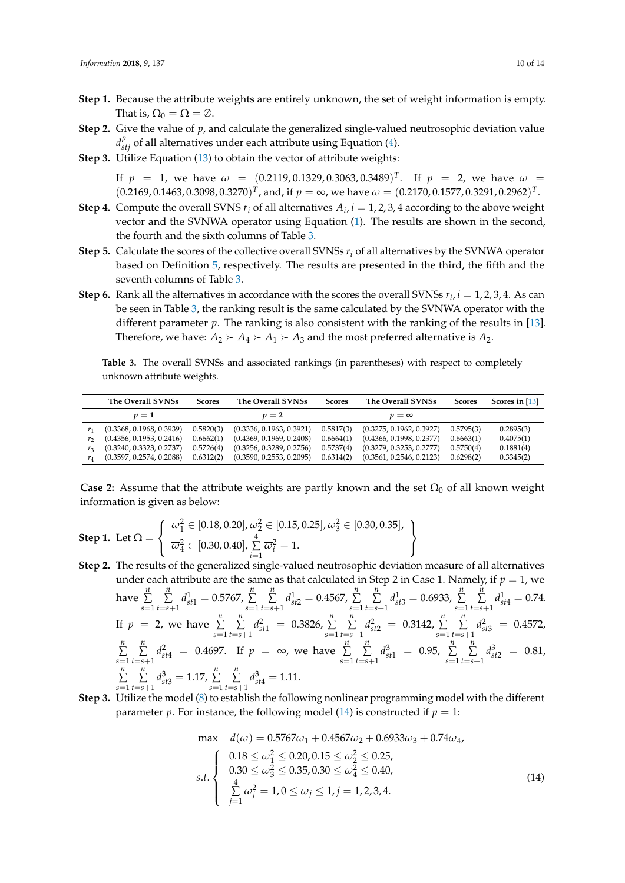**Step 1.** Because the attribute weights are entirely unknown, the set of weight information is empty. That is, $\Omega_0 = \Omega = \emptyset$.

**Step 2.** Give the value of $p$, and calculate the generalized single-valued neutrosophic deviation value $d^p_{stj}$ of all alternatives under each attribute using Equation (4).

**Step 3.** Utilize Equation (13) to obtain the vector of attribute weights:

If $p = 1$, we have $\omega = (0.2119, 0.1329, 0.3063, 0.3489)^T$. If $p = 2$, we have $\omega = (0.2169, 0.1463, 0.3098, 0.3270)^T$, and, if $p = \infty$, we have $\omega = (0.2170, 0.1577, 0.3291, 0.2962)^T$.

**Step 4.** Compute the overall SVNS $r_i$ of all alternatives $A_i, i = 1, 2, 3, 4$ according to the above weight vector and the SVNWA operator using Equation (1). The results are shown in the second, the fourth and the sixth columns of Table 3.

**Step 5.** Calculate the scores of the collective overall SVNSs $r_i$ of all alternatives by the SVNWA operator based on Definition 5, respectively. The results are presented in the third, the fifth and the seventh columns of Table 3.

**Step 6.** Rank all the alternatives in accordance with the scores the overall SVNSs $r_i, i = 1, 2, 3, 4$. As can be seen in Table 3, the ranking result is the same calculated by the SVNWA operator with the different parameter $p$. The ranking is also consistent with the ranking of the results in [13]. Therefore, we have: $A_2 \succ A_4 \succ A_1 \succ A_3$ and the most preferred alternative is $A_2$.

**Table 3.** The overall SVNSs and associated rankings (in parentheses) with respect to completely unknown attribute weights.

| | The Overall SVNSs | Scores | The Overall SVNSs | Scores | The Overall SVNSs | Scores | Scores in [13] |
|---|---|---|---|---|---|---|---|
| | $p = 1$ | | $p = 2$ | | $p = \infty$ | | |
| $r_1$ | (0.3368, 0.1968, 0.3939) | 0.5820(3) | (0.3336, 0.1963, 0.3921) | 0.5817(3) | (0.3275, 0.1962, 0.3927) | 0.5795(3) | 0.2895(3) |
| $r_2$ | (0.4356, 0.1953, 0.2416) | 0.6662(1) | (0.4369, 0.1969, 0.2408) | 0.6664(1) | (0.4366, 0.1998, 0.2377) | 0.6663(1) | 0.4075(1) |
| $r_3$ | (0.3240, 0.3323, 0.2737) | 0.5726(4) | (0.3256, 0.3289, 0.2756) | 0.5737(4) | (0.3279, 0.3253, 0.2777) | 0.5750(4) | 0.1881(4) |
| $r_4$ | (0.3597, 0.2574, 0.2088) | 0.6312(2) | (0.3590, 0.2553, 0.2095) | 0.6314(2) | (0.3561, 0.2546, 0.2123) | 0.6298(2) | 0.3345(2) |

**Case 2:** Assume that the attribute weights are partly known and the set $\Omega_0$ of all known weight information is given as below:

**Step 1.** Let $\Omega = \left\{ \begin{array}{l} \varpi_1^2 \in [0.18, 0.20], \varpi_2^2 \in [0.15, 0.25], \varpi_3^2 \in [0.30, 0.35], \\ \varpi_4^2 \in [0.30, 0.40], \sum\limits_{i=1}^{4} \varpi_i^2 = 1. \end{array} \right\}$

**Step 2.** The results of the generalized single-valued neutrosophic deviation measure of all alternatives under each attribute are the same as that calculated in Step 2 in Case 1. Namely, if $p = 1$, we have $\sum\limits_{s=1}^{n} \sum\limits_{t=s+1}^{n} d^1_{st1} = 0.5767$, $\sum\limits_{s=1}^{n} \sum\limits_{t=s+1}^{n} d^1_{st2} = 0.4567$, $\sum\limits_{s=1}^{n} \sum\limits_{t=s+1}^{n} d^1_{st3} = 0.6933$, $\sum\limits_{s=1}^{n} \sum\limits_{t=s+1}^{n} d^1_{st4} = 0.74$. If $p = 2$, we have $\sum\limits_{s=1}^{n} \sum\limits_{t=s+1}^{n} d^2_{st1} = 0.3826$, $\sum\limits_{s=1}^{n} \sum\limits_{t=s+1}^{n} d^2_{st2} = 0.3142$, $\sum\limits_{s=1}^{n} \sum\limits_{t=s+1}^{n} d^2_{st3} = 0.4572$, $\sum\limits_{s=1}^{n} \sum\limits_{t=s+1}^{n} d^2_{st4} = 0.4697$. If $p = \infty$, we have $\sum\limits_{s=1}^{n} \sum\limits_{t=s+1}^{n} d^3_{st1} = 0.95$, $\sum\limits_{s=1}^{n} \sum\limits_{t=s+1}^{n} d^3_{st2} = 0.81$, $\sum\limits_{s=1}^{n} \sum\limits_{t=s+1}^{n} d^3_{st3} = 1.17$, $\sum\limits_{s=1}^{n} \sum\limits_{t=s+1}^{n} d^3_{st4} = 1.11$.

**Step 3.** Utilize the model (8) to establish the following nonlinear programming model with the different parameter $p$. For instance, the following model (14) is constructed if $p = 1$:

$$\max \quad d(\omega) = 0.5767\varpi_1 + 0.4567\varpi_2 + 0.6933\varpi_3 + 0.74\varpi_4,$$

$$s.t. \left\{ \begin{array}{l} 0.18 \le \varpi_1^2 \le 0.20, 0.15 \le \varpi_2^2 \le 0.25, \\ 0.30 \le \varpi_3^2 \le 0.35, 0.30 \le \varpi_4^2 \le 0.40, \\ \sum\limits_{j=1}^{4} \varpi_j^2 = 1, 0 \le \varpi_j \le 1, j = 1, 2, 3, 4. \end{array} \right. \tag{14}$$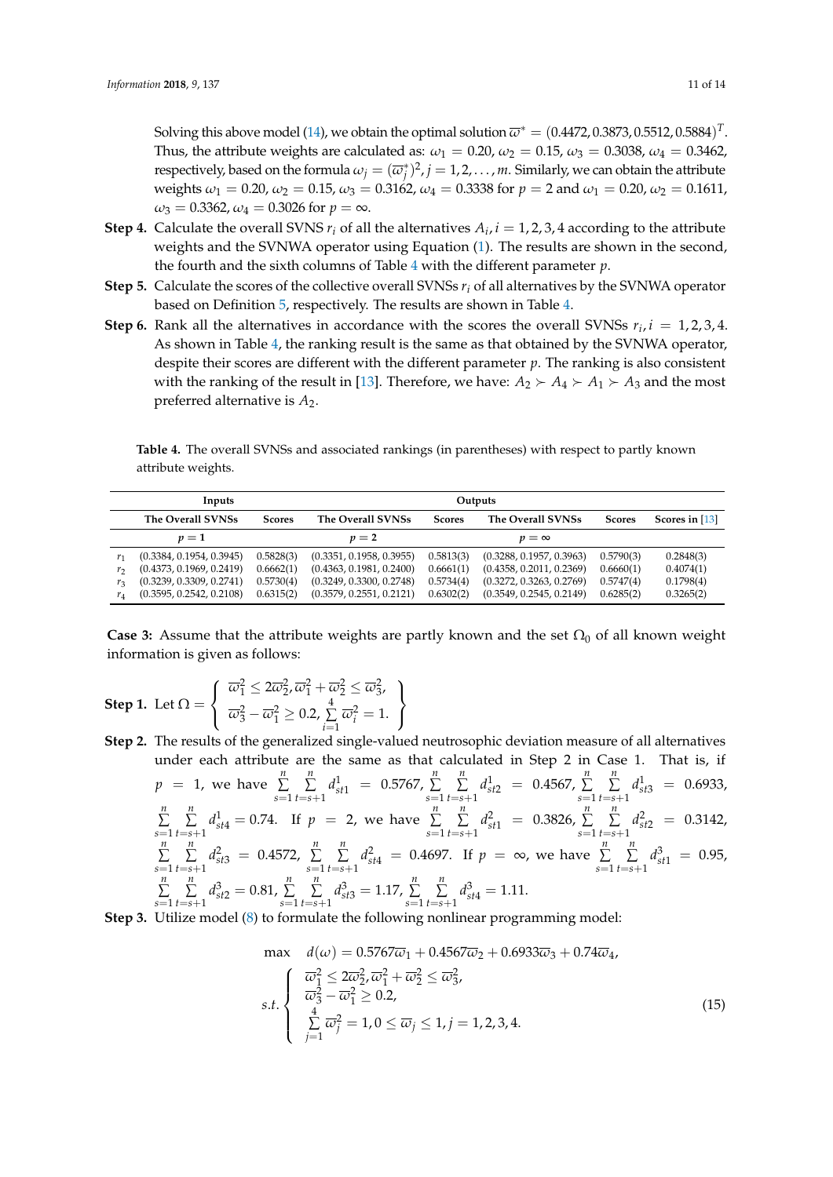Solving this above model (14), we obtain the optimal solution $\overline{\omega}^* = (0.4472, 0.3873, 0.5512, 0.5884)^T$. Thus, the attribute weights are calculated as: $\omega_1 = 0.20$, $\omega_2 = 0.15$, $\omega_3 = 0.3038$, $\omega_4 = 0.3462$, respectively, based on the formula $\omega_j = (\overline{\omega}_j^*)^2, j = 1, 2, \ldots, m$. Similarly, we can obtain the attribute weights $\omega_1 = 0.20$, $\omega_2 = 0.15$, $\omega_3 = 0.3162$, $\omega_4 = 0.3338$ for $p = 2$ and $\omega_1 = 0.20$, $\omega_2 = 0.1611$, $\omega_3 = 0.3362$, $\omega_4 = 0.3026$ for $p = \infty$.

**Step 4.** Calculate the overall SVNS $r_i$ of all the alternatives $A_i, i = 1, 2, 3, 4$ according to the attribute weights and the SVNWA operator using Equation (1). The results are shown in the second, the fourth and the sixth columns of Table 4 with the different parameter $p$.

**Step 5.** Calculate the scores of the collective overall SVNSs $r_i$ of all alternatives by the SVNWA operator based on Definition 5, respectively. The results are shown in Table 4.

**Step 6.** Rank all the alternatives in accordance with the scores the overall SVNSs $r_i, i = 1, 2, 3, 4$. As shown in Table 4, the ranking result is the same as that obtained by the SVNWA operator, despite their scores are different with the different parameter $p$. The ranking is also consistent with the ranking of the result in [13]. Therefore, we have: $A_2 \succ A_4 \succ A_1 \succ A_3$ and the most preferred alternative is $A_2$.

**Table 4.** The overall SVNSs and associated rankings (in parentheses) with respect to partly known attribute weights.

| | Inputs | | Outputs | | | | |
|---|---|---|---|---|---|---|---|
| | The Overall SVNSs | Scores | The Overall SVNSs | Scores | The Overall SVNSs | Scores | Scores in [13] |
| | $p = 1$ | | $p = 2$ | | $p = \infty$ | | |
| $r_1$ | (0.3384, 0.1954, 0.3945) | 0.5828(3) | (0.3351, 0.1958, 0.3955) | 0.5813(3) | (0.3288, 0.1957, 0.3963) | 0.5790(3) | 0.2848(3) |
| $r_2$ | (0.4373, 0.1969, 0.2419) | 0.6662(1) | (0.4363, 0.1981, 0.2400) | 0.6661(1) | (0.4358, 0.2011, 0.2369) | 0.6660(1) | 0.4074(1) |
| $r_3$ | (0.3239, 0.3309, 0.2741) | 0.5730(4) | (0.3249, 0.3300, 0.2748) | 0.5734(4) | (0.3272, 0.3263, 0.2769) | 0.5747(4) | 0.1798(4) |
| $r_4$ | (0.3595, 0.2542, 0.2108) | 0.6315(2) | (0.3579, 0.2551, 0.2121) | 0.6302(2) | (0.3549, 0.2545, 0.2149) | 0.6285(2) | 0.3265(2) |

**Case 3:** Assume that the attribute weights are partly known and the set $\Omega_0$ of all known weight information is given as follows:

**Step 1.** Let $\Omega = \left\{ \begin{array}{l} \overline{\omega}_1^2 \leq 2\overline{\omega}_2^2, \overline{\omega}_1^2 + \overline{\omega}_2^2 \leq \overline{\omega}_3^2, \\ \overline{\omega}_3^2 - \overline{\omega}_1^2 \geq 0.2, \sum\limits_{i=1}^{4} \overline{\omega}_i^2 = 1. \end{array} \right\}$

**Step 2.** The results of the generalized single-valued neutrosophic deviation measure of all alternatives under each attribute are the same as that calculated in Step 2 in Case 1. That is, if $p = 1$, we have $\sum\limits_{s=1}^{n}\sum\limits_{t=s+1}^{n} d_{st1}^1 = 0.5767$, $\sum\limits_{s=1}^{n}\sum\limits_{t=s+1}^{n} d_{st2}^1 = 0.4567$, $\sum\limits_{s=1}^{n}\sum\limits_{t=s+1}^{n} d_{st3}^1 = 0.6933$, $\sum\limits_{s=1}^{n}\sum\limits_{t=s+1}^{n} d_{st4}^1 = 0.74$. If $p = 2$, we have $\sum\limits_{s=1}^{n}\sum\limits_{t=s+1}^{n} d_{st1}^2 = 0.3826$, $\sum\limits_{s=1}^{n}\sum\limits_{t=s+1}^{n} d_{st2}^2 = 0.3142$, $\sum\limits_{s=1}^{n}\sum\limits_{t=s+1}^{n} d_{st3}^2 = 0.4572$, $\sum\limits_{s=1}^{n}\sum\limits_{t=s+1}^{n} d_{st4}^2 = 0.4697$. If $p = \infty$, we have $\sum\limits_{s=1}^{n}\sum\limits_{t=s+1}^{n} d_{st1}^3 = 0.95$, $\sum\limits_{s=1}^{n}\sum\limits_{t=s+1}^{n} d_{st2}^3 = 0.81$, $\sum\limits_{s=1}^{n}\sum\limits_{t=s+1}^{n} d_{st3}^3 = 1.17$, $\sum\limits_{s=1}^{n}\sum\limits_{t=s+1}^{n} d_{st4}^3 = 1.11$.

**Step 3.** Utilize model (8) to formulate the following nonlinear programming model:

$$
\begin{array}{ll}
\max & d(\omega) = 0.5767\overline{\omega}_1 + 0.4567\overline{\omega}_2 + 0.6933\overline{\omega}_3 + 0.74\overline{\omega}_4, \\
s.t. & \left\{ \begin{array}{l} \overline{\omega}_1^2 \leq 2\overline{\omega}_2^2, \overline{\omega}_1^2 + \overline{\omega}_2^2 \leq \overline{\omega}_3^2, \\ \overline{\omega}_3^2 - \overline{\omega}_1^2 \geq 0.2, \\ \sum\limits_{j=1}^{4} \overline{\omega}_j^2 = 1, 0 \leq \overline{\omega}_j \leq 1, j = 1, 2, 3, 4. \end{array} \right.
\end{array}
\quad (15)
$$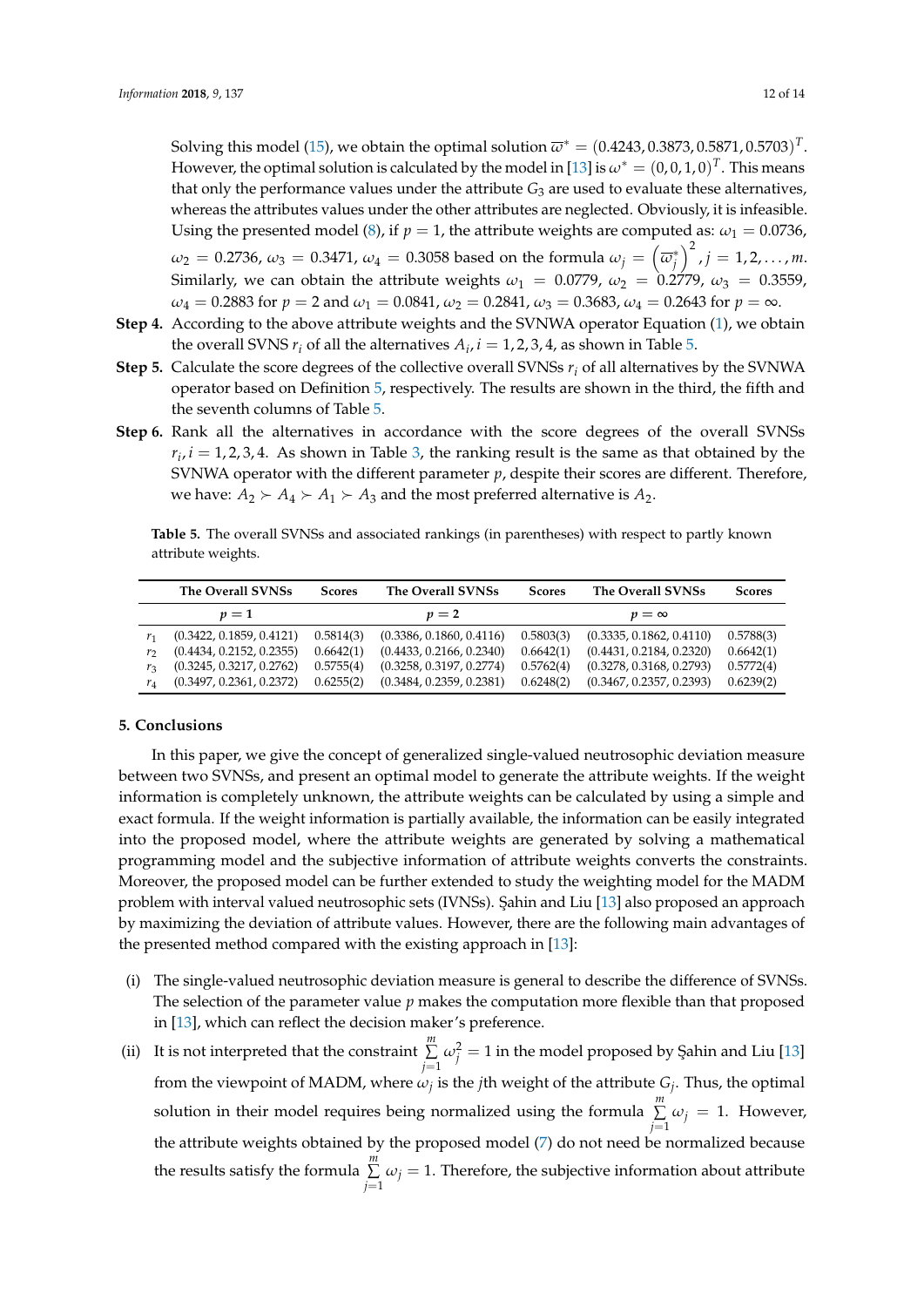Solving this model (15), we obtain the optimal solution $\overline{\omega}^* = (0.4243, 0.3873, 0.5871, 0.5703)^T$. However, the optimal solution is calculated by the model in [13] is $\omega^* = (0, 0, 1, 0)^T$. This means that only the performance values under the attribute $G_3$ are used to evaluate these alternatives, whereas the attributes values under the other attributes are neglected. Obviously, it is infeasible. Using the presented model (8), if $p = 1$, the attribute weights are computed as: $\omega_1 = 0.0736$, $\omega_2 = 0.2736$, $\omega_3 = 0.3471$, $\omega_4 = 0.3058$ based on the formula $\omega_j = \left(\overline{\omega}_j^*\right)^2, j = 1, 2, \ldots, m$. Similarly, we can obtain the attribute weights $\omega_1 = 0.0779$, $\omega_2 = 0.2779$, $\omega_3 = 0.3559$, $\omega_4 = 0.2883$ for $p = 2$ and $\omega_1 = 0.0841$, $\omega_2 = 0.2841$, $\omega_3 = 0.3683$, $\omega_4 = 0.2643$ for $p = \infty$.

**Step 4.** According to the above attribute weights and the SVNWA operator Equation (1), we obtain the overall SVNS $r_i$ of all the alternatives $A_i, i = 1, 2, 3, 4$, as shown in Table 5.

**Step 5.** Calculate the score degrees of the collective overall SVNSs $r_i$ of all alternatives by the SVNWA operator based on Definition 5, respectively. The results are shown in the third, the fifth and the seventh columns of Table 5.

**Step 6.** Rank all the alternatives in accordance with the score degrees of the overall SVNSs $r_i, i = 1, 2, 3, 4$. As shown in Table 3, the ranking result is the same as that obtained by the SVNWA operator with the different parameter $p$, despite their scores are different. Therefore, we have: $A_2 \succ A_4 \succ A_1 \succ A_3$ and the most preferred alternative is $A_2$.

**Table 5.** The overall SVNSs and associated rankings (in parentheses) with respect to partly known attribute weights.

| | The Overall SVNSs | Scores | The Overall SVNSs | Scores | The Overall SVNSs | Scores |
|---|---|---|---|---|---|---|
| | $p = 1$ | | $p = 2$ | | $p = \infty$ | |
| $r_1$ | (0.3422, 0.1859, 0.4121) | 0.5814(3) | (0.3386, 0.1860, 0.4116) | 0.5803(3) | (0.3335, 0.1862, 0.4110) | 0.5788(3) |
| $r_2$ | (0.4434, 0.2152, 0.2355) | 0.6642(1) | (0.4433, 0.2166, 0.2340) | 0.6642(1) | (0.4431, 0.2184, 0.2320) | 0.6642(1) |
| $r_3$ | (0.3245, 0.3217, 0.2762) | 0.5755(4) | (0.3258, 0.3197, 0.2774) | 0.5762(4) | (0.3278, 0.3168, 0.2793) | 0.5772(4) |
| $r_4$ | (0.3497, 0.2361, 0.2372) | 0.6255(2) | (0.3484, 0.2359, 0.2381) | 0.6248(2) | (0.3467, 0.2357, 0.2393) | 0.6239(2) |

## 5. Conclusions

In this paper, we give the concept of generalized single-valued neutrosophic deviation measure between two SVNSs, and present an optimal model to generate the attribute weights. If the weight information is completely unknown, the attribute weights can be calculated by using a simple and exact formula. If the weight information is partially available, the information can be easily integrated into the proposed model, where the attribute weights are generated by solving a mathematical programming model and the subjective information of attribute weights converts the constraints. Moreover, the proposed model can be further extended to study the weighting model for the MADM problem with interval valued neutrosophic sets (IVNSs). Şahin and Liu [13] also proposed an approach by maximizing the deviation of attribute values. However, there are the following main advantages of the presented method compared with the existing approach in [13]:

(i) The single-valued neutrosophic deviation measure is general to describe the difference of SVNSs. The selection of the parameter value $p$ makes the computation more flexible than that proposed in [13], which can reflect the decision maker's preference.

(ii) It is not interpreted that the constraint $\sum_{j=1}^{m} \omega_j^2 = 1$ in the model proposed by Şahin and Liu [13] from the viewpoint of MADM, where $\omega_j$ is the $j$th weight of the attribute $G_j$. Thus, the optimal solution in their model requires being normalized using the formula $\sum_{j=1}^{m} \omega_j = 1$. However, the attribute weights obtained by the proposed model (7) do not need be normalized because the results satisfy the formula $\sum_{j=1}^{m} \omega_j = 1$. Therefore, the subjective information about attribute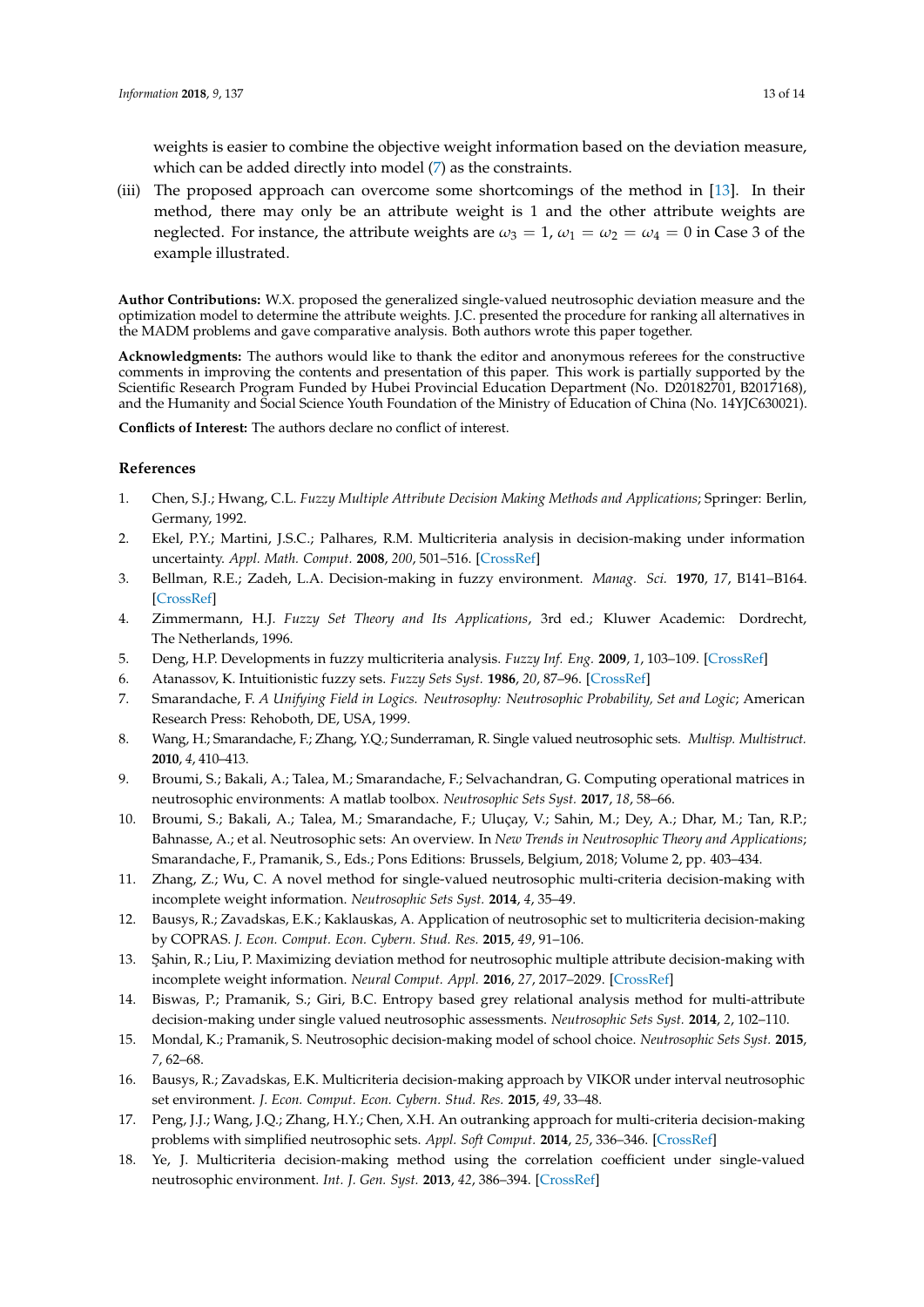weights is easier to combine the objective weight information based on the deviation measure, which can be added directly into model (7) as the constraints.

(iii) The proposed approach can overcome some shortcomings of the method in [13]. In their method, there may only be an attribute weight is 1 and the other attribute weights are neglected. For instance, the attribute weights are $\omega_3 = 1$, $\omega_1 = \omega_2 = \omega_4 = 0$ in Case 3 of the example illustrated.

**Author Contributions:** W.X. proposed the generalized single-valued neutrosophic deviation measure and the optimization model to determine the attribute weights. J.C. presented the procedure for ranking all alternatives in the MADM problems and gave comparative analysis. Both authors wrote this paper together.

**Acknowledgments:** The authors would like to thank the editor and anonymous referees for the constructive comments in improving the contents and presentation of this paper. This work is partially supported by the Scientific Research Program Funded by Hubei Provincial Education Department (No. D20182701, B2017168), and the Humanity and Social Science Youth Foundation of the Ministry of Education of China (No. 14YJC630021).

**Conflicts of Interest:** The authors declare no conflict of interest.

## References

1. Chen, S.J.; Hwang, C.L. *Fuzzy Multiple Attribute Decision Making Methods and Applications*; Springer: Berlin, Germany, 1992.
2. Ekel, P.Y.; Martini, J.S.C.; Palhares, R.M. Multicriteria analysis in decision-making under information uncertainty. *Appl. Math. Comput.* **2008**, *200*, 501–516. [CrossRef]
3. Bellman, R.E.; Zadeh, L.A. Decision-making in fuzzy environment. *Manag. Sci.* **1970**, *17*, B141–B164. [CrossRef]
4. Zimmermann, H.J. *Fuzzy Set Theory and Its Applications*, 3rd ed.; Kluwer Academic: Dordrecht, The Netherlands, 1996.
5. Deng, H.P. Developments in fuzzy multicriteria analysis. *Fuzzy Inf. Eng.* **2009**, *1*, 103–109. [CrossRef]
6. Atanassov, K. Intuitionistic fuzzy sets. *Fuzzy Sets Syst.* **1986**, *20*, 87–96. [CrossRef]
7. Smarandache, F. *A Unifying Field in Logics. Neutrosophy: Neutrosophic Probability, Set and Logic*; American Research Press: Rehoboth, DE, USA, 1999.
8. Wang, H.; Smarandache, F.; Zhang, Y.Q.; Sunderraman, R. Single valued neutrosophic sets. *Multisp. Multistruct.* **2010**, *4*, 410–413.
9. Broumi, S.; Bakali, A.; Talea, M.; Smarandache, F.; Selvachandran, G. Computing operational matrices in neutrosophic environments: A matlab toolbox. *Neutrosophic Sets Syst.* **2017**, *18*, 58–66.
10. Broumi, S.; Bakali, A.; Talea, M.; Smarandache, F.; Uluçay, V.; Sahin, M.; Dey, A.; Dhar, M.; Tan, R.P.; Bahnasse, A.; et al. Neutrosophic sets: An overview. In *New Trends in Neutrosophic Theory and Applications*; Smarandache, F., Pramanik, S., Eds.; Pons Editions: Brussels, Belgium, 2018; Volume 2, pp. 403–434.
11. Zhang, Z.; Wu, C. A novel method for single-valued neutrosophic multi-criteria decision-making with incomplete weight information. *Neutrosophic Sets Syst.* **2014**, *4*, 35–49.
12. Bausys, R.; Zavadskas, E.K.; Kaklauskas, A. Application of neutrosophic set to multicriteria decision-making by COPRAS. *J. Econ. Comput. Econ. Cybern. Stud. Res.* **2015**, *49*, 91–106.
13. Şahin, R.; Liu, P. Maximizing deviation method for neutrosophic multiple attribute decision-making with incomplete weight information. *Neural Comput. Appl.* **2016**, *27*, 2017–2029. [CrossRef]
14. Biswas, P.; Pramanik, S.; Giri, B.C. Entropy based grey relational analysis method for multi-attribute decision-making under single valued neutrosophic assessments. *Neutrosophic Sets Syst.* **2014**, *2*, 102–110.
15. Mondal, K.; Pramanik, S. Neutrosophic decision-making model of school choice. *Neutrosophic Sets Syst.* **2015**, *7*, 62–68.
16. Bausys, R.; Zavadskas, E.K. Multicriteria decision-making approach by VIKOR under interval neutrosophic set environment. *J. Econ. Comput. Econ. Cybern. Stud. Res.* **2015**, *49*, 33–48.
17. Peng, J.J.; Wang, J.Q.; Zhang, H.Y.; Chen, X.H. An outranking approach for multi-criteria decision-making problems with simplified neutrosophic sets. *Appl. Soft Comput.* **2014**, *25*, 336–346. [CrossRef]
18. Ye, J. Multicriteria decision-making method using the correlation coefficient under single-valued neutrosophic environment. *Int. J. Gen. Syst.* **2013**, *42*, 386–394. [CrossRef]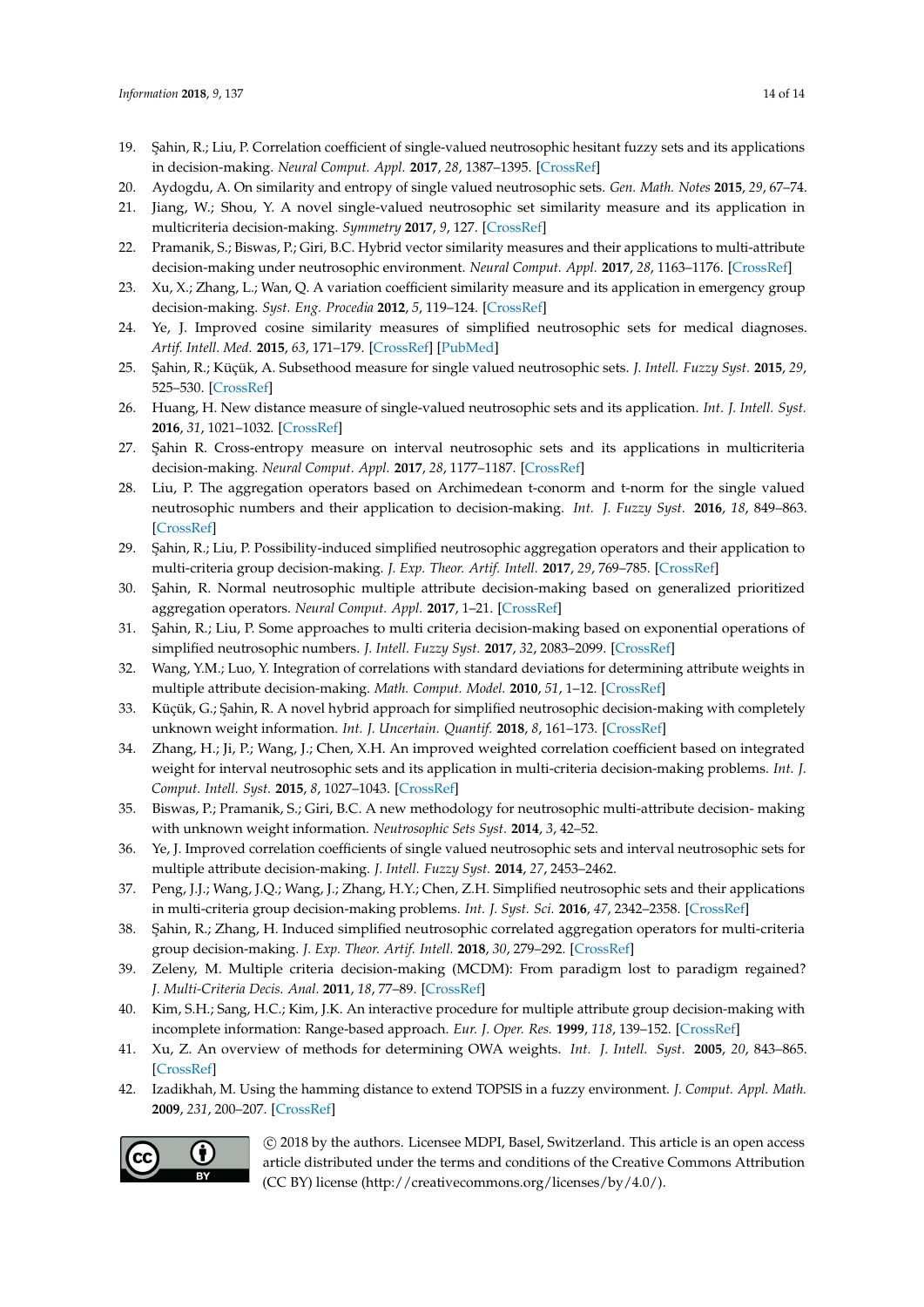19. Şahin, R.; Liu, P. Correlation coefficient of single-valued neutrosophic hesitant fuzzy sets and its applications in decision-making. *Neural Comput. Appl.* **2017**, *28*, 1387–1395. [CrossRef]
20. Aydogdu, A. On similarity and entropy of single valued neutrosophic sets. *Gen. Math. Notes* **2015**, *29*, 67–74.
21. Jiang, W.; Shou, Y. A novel single-valued neutrosophic set similarity measure and its application in multicriteria decision-making. *Symmetry* **2017**, *9*, 127. [CrossRef]
22. Pramanik, S.; Biswas, P.; Giri, B.C. Hybrid vector similarity measures and their applications to multi-attribute decision-making under neutrosophic environment. *Neural Comput. Appl.* **2017**, *28*, 1163–1176. [CrossRef]
23. Xu, X.; Zhang, L.; Wan, Q. A variation coefficient similarity measure and its application in emergency group decision-making. *Syst. Eng. Procedia* **2012**, *5*, 119–124. [CrossRef]
24. Ye, J. Improved cosine similarity measures of simplified neutrosophic sets for medical diagnoses. *Artif. Intell. Med.* **2015**, *63*, 171–179. [CrossRef] [PubMed]
25. Şahin, R.; Küçük, A. Subsethood measure for single valued neutrosophic sets. *J. Intell. Fuzzy Syst.* **2015**, *29*, 525–530. [CrossRef]
26. Huang, H. New distance measure of single-valued neutrosophic sets and its application. *Int. J. Intell. Syst.* **2016**, *31*, 1021–1032. [CrossRef]
27. Şahin R. Cross-entropy measure on interval neutrosophic sets and its applications in multicriteria decision-making. *Neural Comput. Appl.* **2017**, *28*, 1177–1187. [CrossRef]
28. Liu, P. The aggregation operators based on Archimedean t-conorm and t-norm for the single valued neutrosophic numbers and their application to decision-making. *Int. J. Fuzzy Syst.* **2016**, *18*, 849–863. [CrossRef]
29. Şahin, R.; Liu, P. Possibility-induced simplified neutrosophic aggregation operators and their application to multi-criteria group decision-making. *J. Exp. Theor. Artif. Intell.* **2017**, *29*, 769–785. [CrossRef]
30. Şahin, R. Normal neutrosophic multiple attribute decision-making based on generalized prioritized aggregation operators. *Neural Comput. Appl.* **2017**, 1–21. [CrossRef]
31. Şahin, R.; Liu, P. Some approaches to multi criteria decision-making based on exponential operations of simplified neutrosophic numbers. *J. Intell. Fuzzy Syst.* **2017**, *32*, 2083–2099. [CrossRef]
32. Wang, Y.M.; Luo, Y. Integration of correlations with standard deviations for determining attribute weights in multiple attribute decision-making. *Math. Comput. Model.* **2010**, *51*, 1–12. [CrossRef]
33. Küçük, G.; Şahin, R. A novel hybrid approach for simplified neutrosophic decision-making with completely unknown weight information. *Int. J. Uncertain. Quantif.* **2018**, *8*, 161–173. [CrossRef]
34. Zhang, H.; Ji, P.; Wang, J.; Chen, X.H. An improved weighted correlation coefficient based on integrated weight for interval neutrosophic sets and its application in multi-criteria decision-making problems. *Int. J. Comput. Intell. Syst.* **2015**, *8*, 1027–1043. [CrossRef]
35. Biswas, P.; Pramanik, S.; Giri, B.C. A new methodology for neutrosophic multi-attribute decision- making with unknown weight information. *Neutrosophic Sets Syst.* **2014**, *3*, 42–52.
36. Ye, J. Improved correlation coefficients of single valued neutrosophic sets and interval neutrosophic sets for multiple attribute decision-making. *J. Intell. Fuzzy Syst.* **2014**, *27*, 2453–2462.
37. Peng, J.J.; Wang, J.Q.; Wang, J.; Zhang, H.Y.; Chen, Z.H. Simplified neutrosophic sets and their applications in multi-criteria group decision-making problems. *Int. J. Syst. Sci.* **2016**, *47*, 2342–2358. [CrossRef]
38. Şahin, R.; Zhang, H. Induced simplified neutrosophic correlated aggregation operators for multi-criteria group decision-making. *J. Exp. Theor. Artif. Intell.* **2018**, *30*, 279–292. [CrossRef]
39. Zeleny, M. Multiple criteria decision-making (MCDM): From paradigm lost to paradigm regained? *J. Multi-Criteria Decis. Anal.* **2011**, *18*, 77–89. [CrossRef]
40. Kim, S.H.; Sang, H.C.; Kim, J.K. An interactive procedure for multiple attribute group decision-making with incomplete information: Range-based approach. *Eur. J. Oper. Res.* **1999**, *118*, 139–152. [CrossRef]
41. Xu, Z. An overview of methods for determining OWA weights. *Int. J. Intell. Syst.* **2005**, *20*, 843–865. [CrossRef]
42. Izadikhah, M. Using the hamming distance to extend TOPSIS in a fuzzy environment. *J. Comput. Appl. Math.* **2009**, *231*, 200–207. [CrossRef]

© 2018 by the authors. Licensee MDPI, Basel, Switzerland. This article is an open access article distributed under the terms and conditions of the Creative Commons Attribution (CC BY) license (http://creativecommons.org/licenses/by/4.0/).